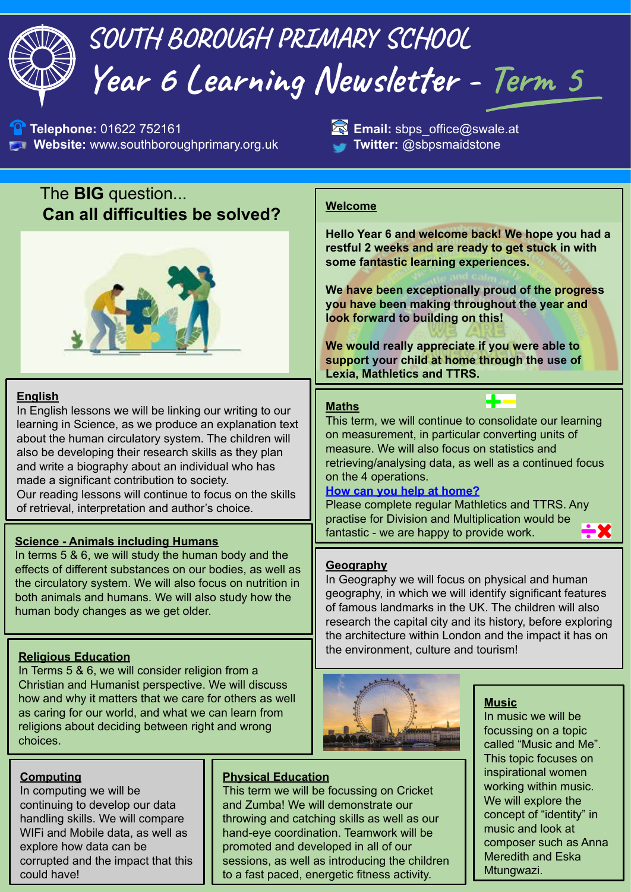# SOUTH BOROUGH PRIMARY SCHOOL

## Year 6 Learning Newsletter - Term 5

**Telephone:** 01622 752161
**Website:** www.southboroughprimary.org.uk
**Email:** sbps_office@swale.at
**Twitter:** @sbpsmaidstone

The **BIG** question...
**Can all difficulties be solved?**

### Welcome

**Hello Year 6 and welcome back! We hope you had a restful 2 weeks and are ready to get stuck in with some fantastic learning experiences.**

**We have been exceptionally proud of the progress you have been making throughout the year and look forward to building on this!**

**We would really appreciate if you were able to support your child at home through the use of Lexia, Mathletics and TTRS.**

### English

In English lessons we will be linking our writing to our learning in Science, as we produce an explanation text about the human circulatory system. The children will also be developing their research skills as they plan and write a biography about an individual who has made a significant contribution to society.
Our reading lessons will continue to focus on the skills of retrieval, interpretation and author's choice.

### Maths

This term, we will continue to consolidate our learning on measurement, in particular converting units of measure. We will also focus on statistics and retrieving/analysing data, as well as a continued focus on the 4 operations.

**How can you help at home?**
Please complete regular Mathletics and TTRS. Any practise for Division and Multiplication would be fantastic - we are happy to provide work.

### Science - Animals including Humans

In terms 5 & 6, we will study the human body and the effects of different substances on our bodies, as well as the circulatory system. We will also focus on nutrition in both animals and humans. We will also study how the human body changes as we get older.

### Geography

In Geography we will focus on physical and human geography, in which we will identify significant features of famous landmarks in the UK. The children will also research the capital city and its history, before exploring the architecture within London and the impact it has on the environment, culture and tourism!

### Religious Education

In Terms 5 & 6, we will consider religion from a Christian and Humanist perspective. We will discuss how and why it matters that we care for others as well as caring for our world, and what we can learn from religions about deciding between right and wrong choices.

### Music

In music we will be focussing on a topic called "Music and Me". This topic focuses on inspirational women working within music. We will explore the concept of "identity" in music and look at composer such as Anna Meredith and Eska Mtungwazi.

### Computing

In computing we will be continuing to develop our data handling skills. We will compare WIFi and Mobile data, as well as explore how data can be corrupted and the impact that this could have!

### Physical Education

This term we will be focussing on Cricket and Zumba! We will demonstrate our throwing and catching skills as well as our hand-eye coordination. Teamwork will be promoted and developed in all of our sessions, as well as introducing the children to a fast paced, energetic fitness activity.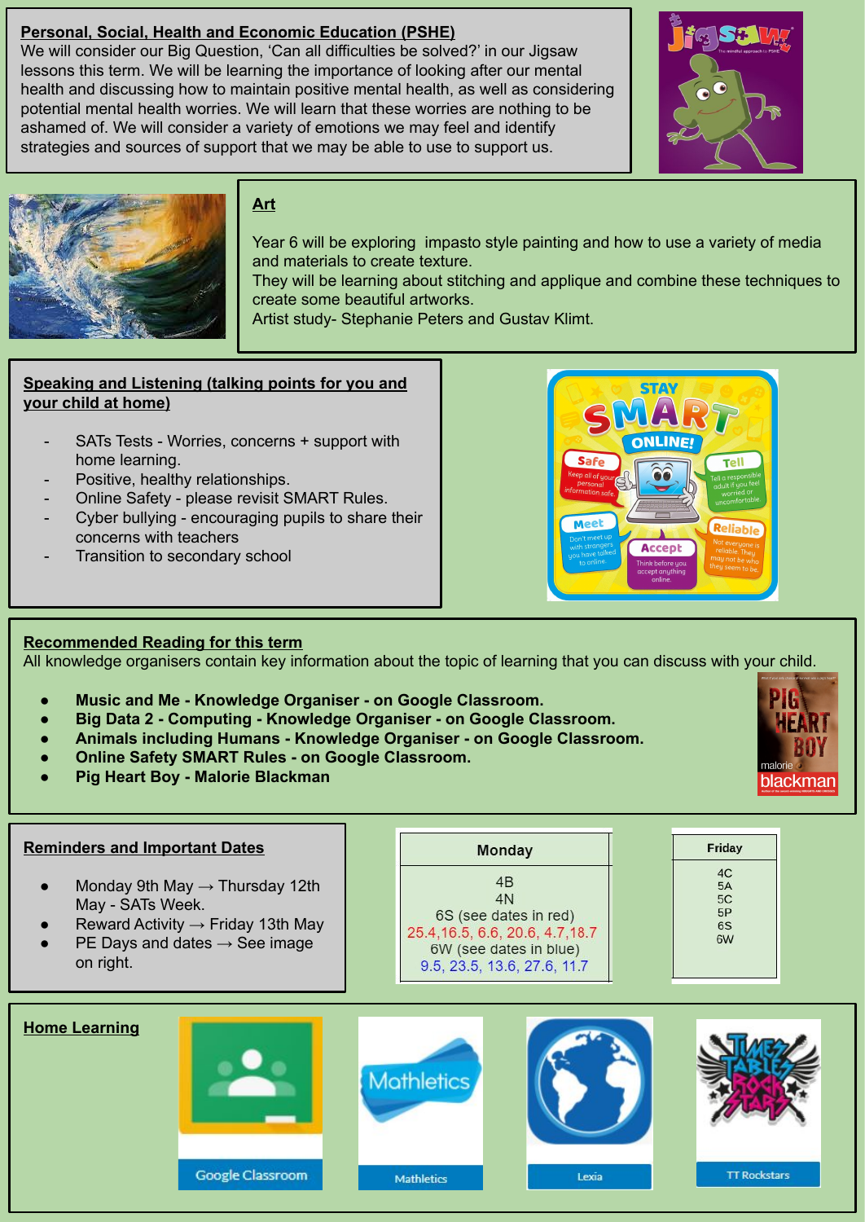## Personal, Social, Health and Economic Education (PSHE)

We will consider our Big Question, 'Can all difficulties be solved?' in our Jigsaw lessons this term. We will be learning the importance of looking after our mental health and discussing how to maintain positive mental health, as well as considering potential mental health worries. We will learn that these worries are nothing to be ashamed of. We will consider a variety of emotions we may feel and identify strategies and sources of support that we may be able to use to support us.

## Art

Year 6 will be exploring impasto style painting and how to use a variety of media and materials to create texture.

They will be learning about stitching and applique and combine these techniques to create some beautiful artworks.

Artist study- Stephanie Peters and Gustav Klimt.

## Speaking and Listening (talking points for you and your child at home)

- SATs Tests - Worries, concerns + support with home learning.
- Positive, healthy relationships.
- Online Safety - please revisit SMART Rules.
- Cyber bullying - encouraging pupils to share their concerns with teachers
- Transition to secondary school

## Recommended Reading for this term

All knowledge organisers contain key information about the topic of learning that you can discuss with your child.

- **Music and Me - Knowledge Organiser - on Google Classroom.**
- **Big Data 2 - Computing - Knowledge Organiser - on Google Classroom.**
- **Animals including Humans - Knowledge Organiser - on Google Classroom.**
- **Online Safety SMART Rules - on Google Classroom.**
- **Pig Heart Boy - Malorie Blackman**

## Reminders and Important Dates

- Monday 9th May → Thursday 12th May - SATs Week.
- Reward Activity → Friday 13th May
- PE Days and dates → See image on right.

| Monday |
|---|
| 4B<br>4N<br>6S (see dates in red)<br>25.4,16.5, 6.6, 20.6, 4.7,18.7<br>6W (see dates in blue)<br>9.5, 23.5, 13.6, 27.6, 11.7 |

| Friday |
|---|
| 4C<br>5A<br>5C<br>5P<br>6S<br>6W |

## Home Learning

Google Classroom

Mathletics

Lexia

TT Rockstars